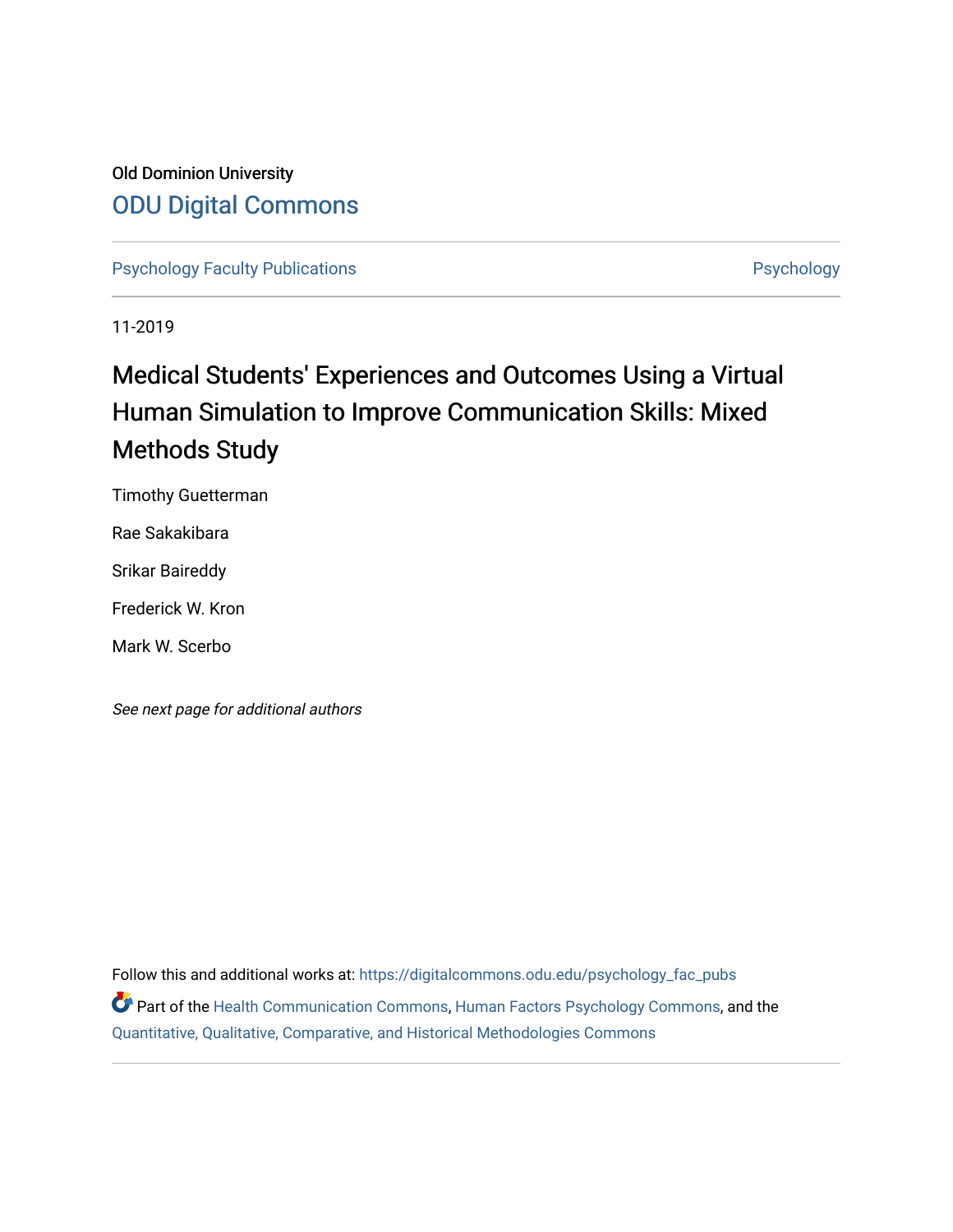Old Dominion University

ODU Digital Commons

Psychology Faculty Publications | Psychology

11-2019

# Medical Students' Experiences and Outcomes Using a Virtual Human Simulation to Improve Communication Skills: Mixed Methods Study

Timothy Guetterman

Rae Sakakibara

Srikar Baireddy

Frederick W. Kron

Mark W. Scerbo

*See next page for additional authors*

Follow this and additional works at: https://digitalcommons.odu.edu/psychology_fac_pubs

Part of the Health Communication Commons, Human Factors Psychology Commons, and the Quantitative, Qualitative, Comparative, and Historical Methodologies Commons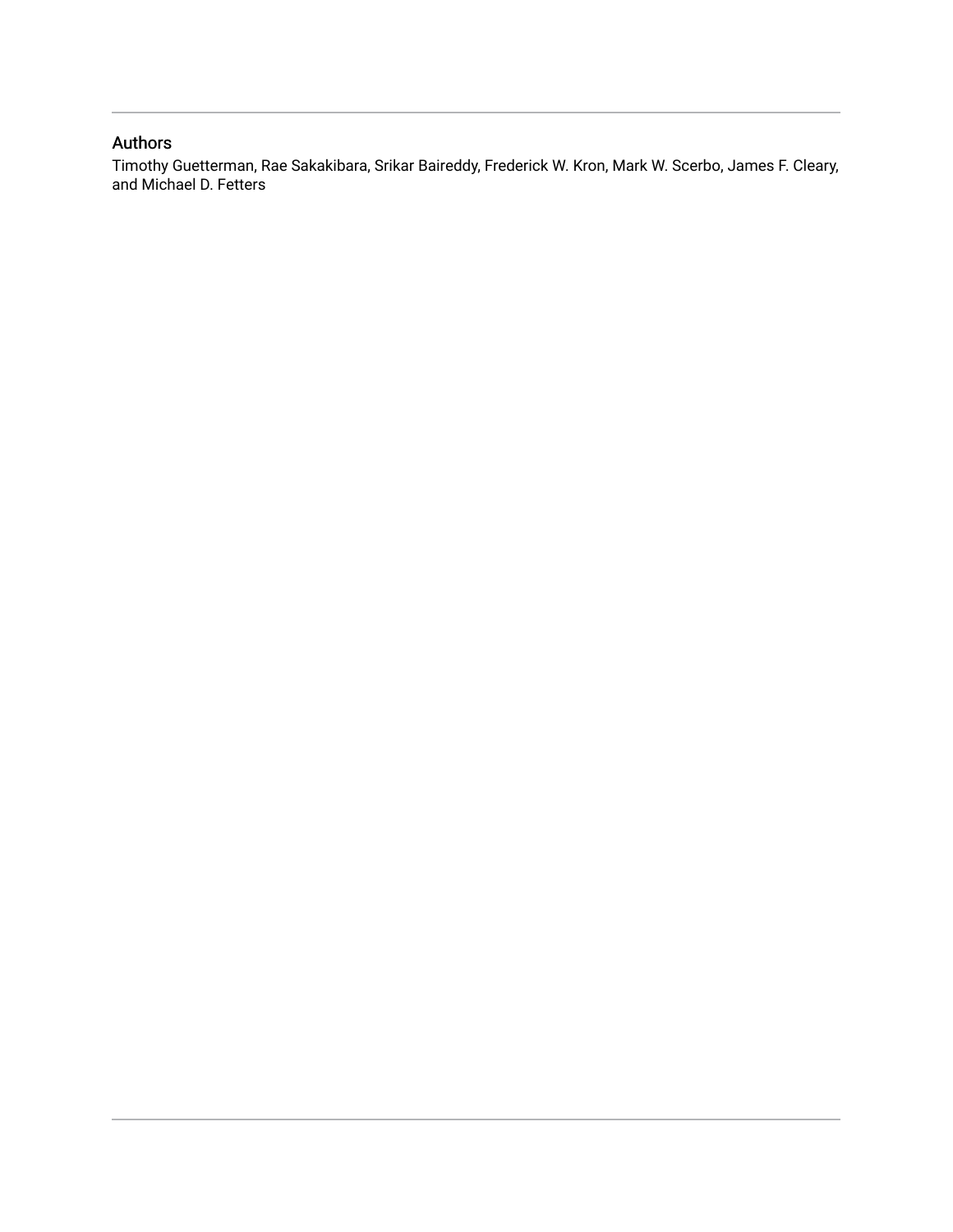## Authors

Timothy Guetterman, Rae Sakakibara, Srikar Baireddy, Frederick W. Kron, Mark W. Scerbo, James F. Cleary, and Michael D. Fetters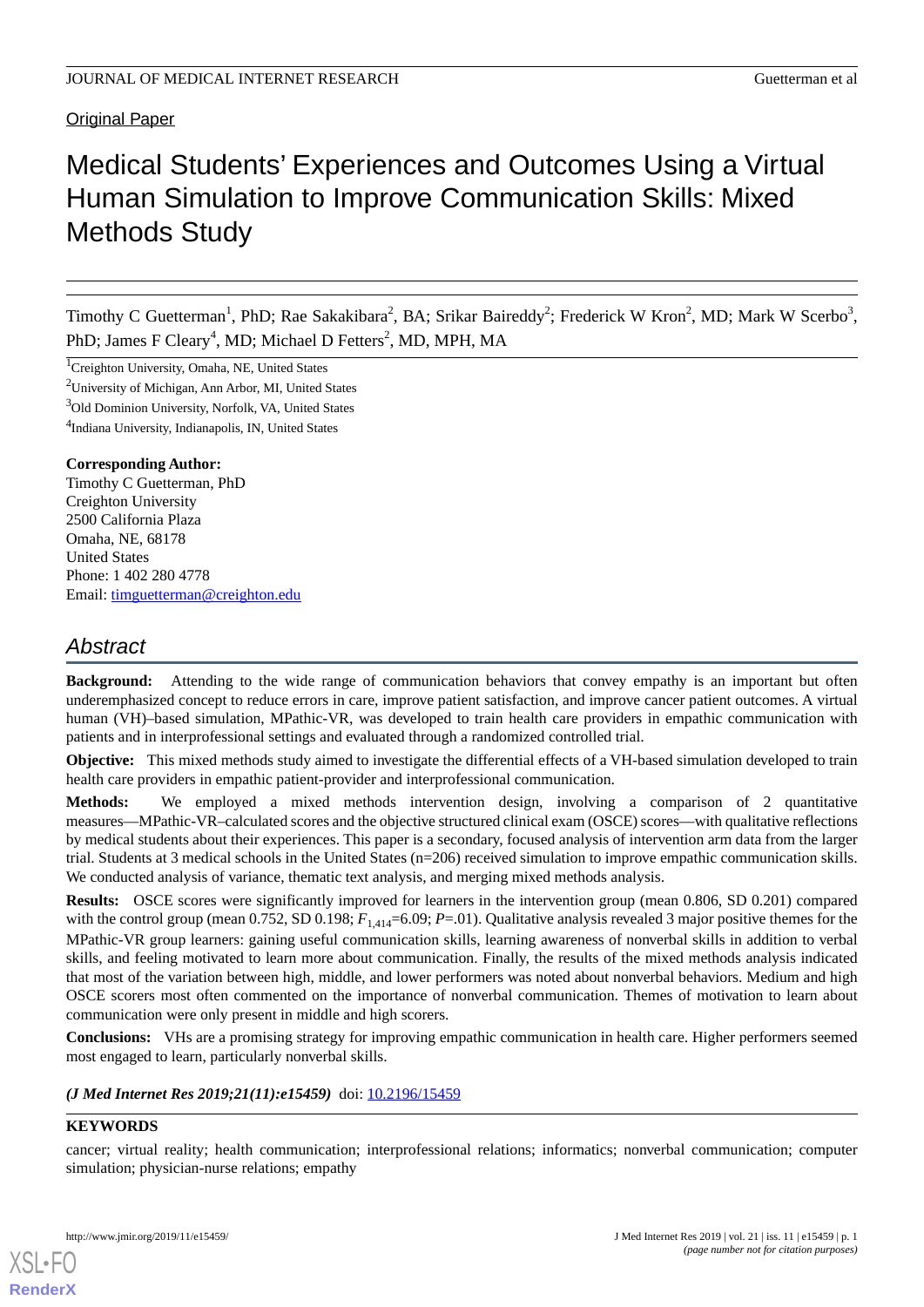Original Paper

# Medical Students' Experiences and Outcomes Using a Virtual Human Simulation to Improve Communication Skills: Mixed Methods Study

Timothy C Guetterman[1], PhD; Rae Sakakibara[2], BA; Srikar Baireddy[2]; Frederick W Kron[2], MD; Mark W Scerbo[3], PhD; James F Cleary[4], MD; Michael D Fetters[2], MD, MPH, MA

[1]Creighton University, Omaha, NE, United States

[2]University of Michigan, Ann Arbor, MI, United States

[3]Old Dominion University, Norfolk, VA, United States

[4]Indiana University, Indianapolis, IN, United States

**Corresponding Author:**
Timothy C Guetterman, PhD
Creighton University
2500 California Plaza
Omaha, NE, 68178
United States
Phone: 1 402 280 4778
Email: timguetterman@creighton.edu

## Abstract

**Background:** Attending to the wide range of communication behaviors that convey empathy is an important but often underemphasized concept to reduce errors in care, improve patient satisfaction, and improve cancer patient outcomes. A virtual human (VH)–based simulation, MPathic-VR, was developed to train health care providers in empathic communication with patients and in interprofessional settings and evaluated through a randomized controlled trial.

**Objective:** This mixed methods study aimed to investigate the differential effects of a VH-based simulation developed to train health care providers in empathic patient-provider and interprofessional communication.

**Methods:** We employed a mixed methods intervention design, involving a comparison of 2 quantitative measures—MPathic-VR–calculated scores and the objective structured clinical exam (OSCE) scores—with qualitative reflections by medical students about their experiences. This paper is a secondary, focused analysis of intervention arm data from the larger trial. Students at 3 medical schools in the United States (n=206) received simulation to improve empathic communication skills. We conducted analysis of variance, thematic text analysis, and merging mixed methods analysis.

**Results:** OSCE scores were significantly improved for learners in the intervention group (mean 0.806, SD 0.201) compared with the control group (mean 0.752, SD 0.198; $F_{1,414}$=6.09; $P$=.01). Qualitative analysis revealed 3 major positive themes for the MPathic-VR group learners: gaining useful communication skills, learning awareness of nonverbal skills in addition to verbal skills, and feeling motivated to learn more about communication. Finally, the results of the mixed methods analysis indicated that most of the variation between high, middle, and lower performers was noted about nonverbal behaviors. Medium and high OSCE scorers most often commented on the importance of nonverbal communication. Themes of motivation to learn about communication were only present in middle and high scorers.

**Conclusions:** VHs are a promising strategy for improving empathic communication in health care. Higher performers seemed most engaged to learn, particularly nonverbal skills.

***(J Med Internet Res 2019;21(11):e15459)*** doi: 10.2196/15459

**KEYWORDS**

cancer; virtual reality; health communication; interprofessional relations; informatics; nonverbal communication; computer simulation; physician-nurse relations; empathy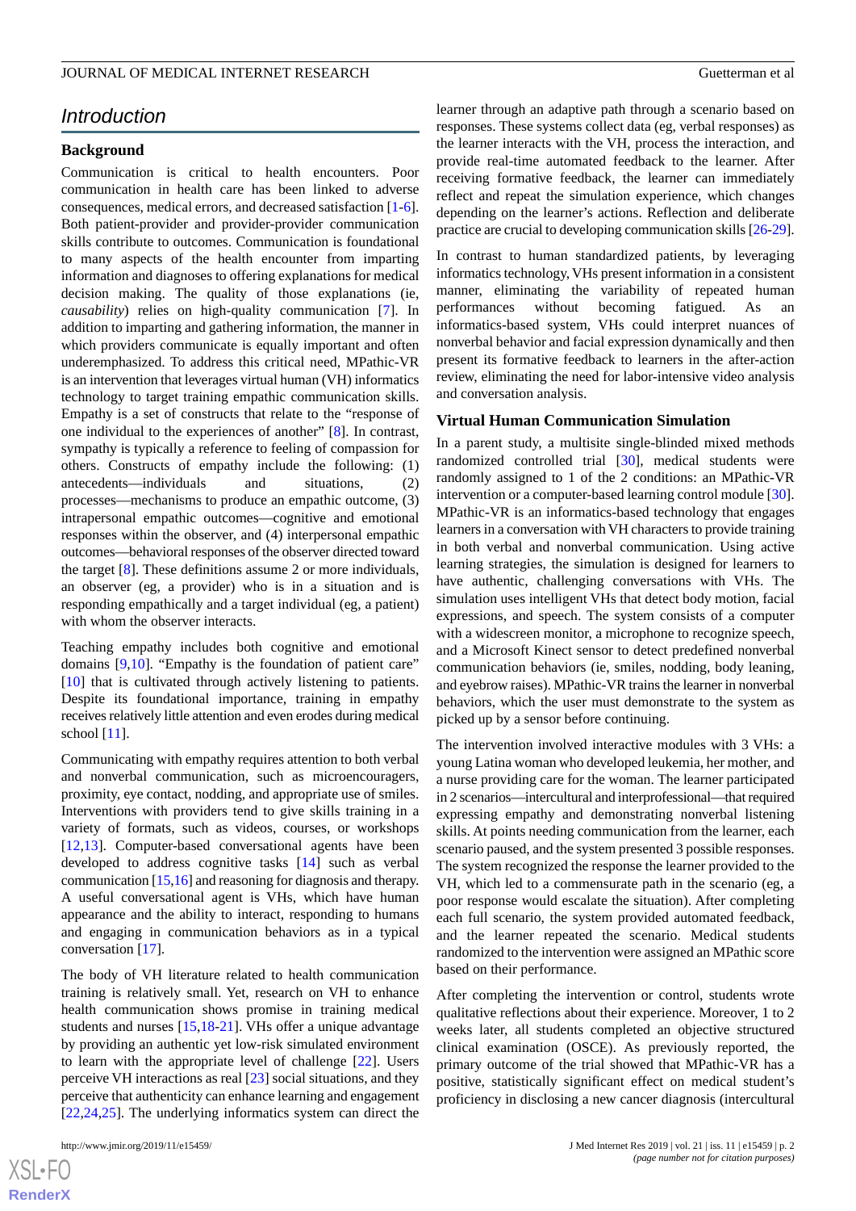## Introduction

### Background

Communication is critical to health encounters. Poor communication in health care has been linked to adverse consequences, medical errors, and decreased satisfaction [1-6]. Both patient-provider and provider-provider communication skills contribute to outcomes. Communication is foundational to many aspects of the health encounter from imparting information and diagnoses to offering explanations for medical decision making. The quality of those explanations (ie, *causability*) relies on high-quality communication [7]. In addition to imparting and gathering information, the manner in which providers communicate is equally important and often underemphasized. To address this critical need, MPathic-VR is an intervention that leverages virtual human (VH) informatics technology to target training empathic communication skills. Empathy is a set of constructs that relate to the "response of one individual to the experiences of another" [8]. In contrast, sympathy is typically a reference to feeling of compassion for others. Constructs of empathy include the following: (1) antecedents—individuals and situations, (2) processes—mechanisms to produce an empathic outcome, (3) intrapersonal empathic outcomes—cognitive and emotional responses within the observer, and (4) interpersonal empathic outcomes—behavioral responses of the observer directed toward the target [8]. These definitions assume 2 or more individuals, an observer (eg, a provider) who is in a situation and is responding empathically and a target individual (eg, a patient) with whom the observer interacts.

Teaching empathy includes both cognitive and emotional domains [9,10]. "Empathy is the foundation of patient care" [10] that is cultivated through actively listening to patients. Despite its foundational importance, training in empathy receives relatively little attention and even erodes during medical school [11].

Communicating with empathy requires attention to both verbal and nonverbal communication, such as microencouragers, proximity, eye contact, nodding, and appropriate use of smiles. Interventions with providers tend to give skills training in a variety of formats, such as videos, courses, or workshops [12,13]. Computer-based conversational agents have been developed to address cognitive tasks [14] such as verbal communication [15,16] and reasoning for diagnosis and therapy. A useful conversational agent is VHs, which have human appearance and the ability to interact, responding to humans and engaging in communication behaviors as in a typical conversation [17].

The body of VH literature related to health communication training is relatively small. Yet, research on VH to enhance health communication shows promise in training medical students and nurses [15,18-21]. VHs offer a unique advantage by providing an authentic yet low-risk simulated environment to learn with the appropriate level of challenge [22]. Users perceive VH interactions as real [23] social situations, and they perceive that authenticity can enhance learning and engagement [22,24,25]. The underlying informatics system can direct the learner through an adaptive path through a scenario based on responses. These systems collect data (eg, verbal responses) as the learner interacts with the VH, process the interaction, and provide real-time automated feedback to the learner. After receiving formative feedback, the learner can immediately reflect and repeat the simulation experience, which changes depending on the learner's actions. Reflection and deliberate practice are crucial to developing communication skills [26-29].

In contrast to human standardized patients, by leveraging informatics technology, VHs present information in a consistent manner, eliminating the variability of repeated human performances without becoming fatigued. As an informatics-based system, VHs could interpret nuances of nonverbal behavior and facial expression dynamically and then present its formative feedback to learners in the after-action review, eliminating the need for labor-intensive video analysis and conversation analysis.

### Virtual Human Communication Simulation

In a parent study, a multisite single-blinded mixed methods randomized controlled trial [30], medical students were randomly assigned to 1 of the 2 conditions: an MPathic-VR intervention or a computer-based learning control module [30]. MPathic-VR is an informatics-based technology that engages learners in a conversation with VH characters to provide training in both verbal and nonverbal communication. Using active learning strategies, the simulation is designed for learners to have authentic, challenging conversations with VHs. The simulation uses intelligent VHs that detect body motion, facial expressions, and speech. The system consists of a computer with a widescreen monitor, a microphone to recognize speech, and a Microsoft Kinect sensor to detect predefined nonverbal communication behaviors (ie, smiles, nodding, body leaning, and eyebrow raises). MPathic-VR trains the learner in nonverbal behaviors, which the user must demonstrate to the system as picked up by a sensor before continuing.

The intervention involved interactive modules with 3 VHs: a young Latina woman who developed leukemia, her mother, and a nurse providing care for the woman. The learner participated in 2 scenarios—intercultural and interprofessional—that required expressing empathy and demonstrating nonverbal listening skills. At points needing communication from the learner, each scenario paused, and the system presented 3 possible responses. The system recognized the response the learner provided to the VH, which led to a commensurate path in the scenario (eg, a poor response would escalate the situation). After completing each full scenario, the system provided automated feedback, and the learner repeated the scenario. Medical students randomized to the intervention were assigned an MPathic score based on their performance.

After completing the intervention or control, students wrote qualitative reflections about their experience. Moreover, 1 to 2 weeks later, all students completed an objective structured clinical examination (OSCE). As previously reported, the primary outcome of the trial showed that MPathic-VR has a positive, statistically significant effect on medical student's proficiency in disclosing a new cancer diagnosis (intercultural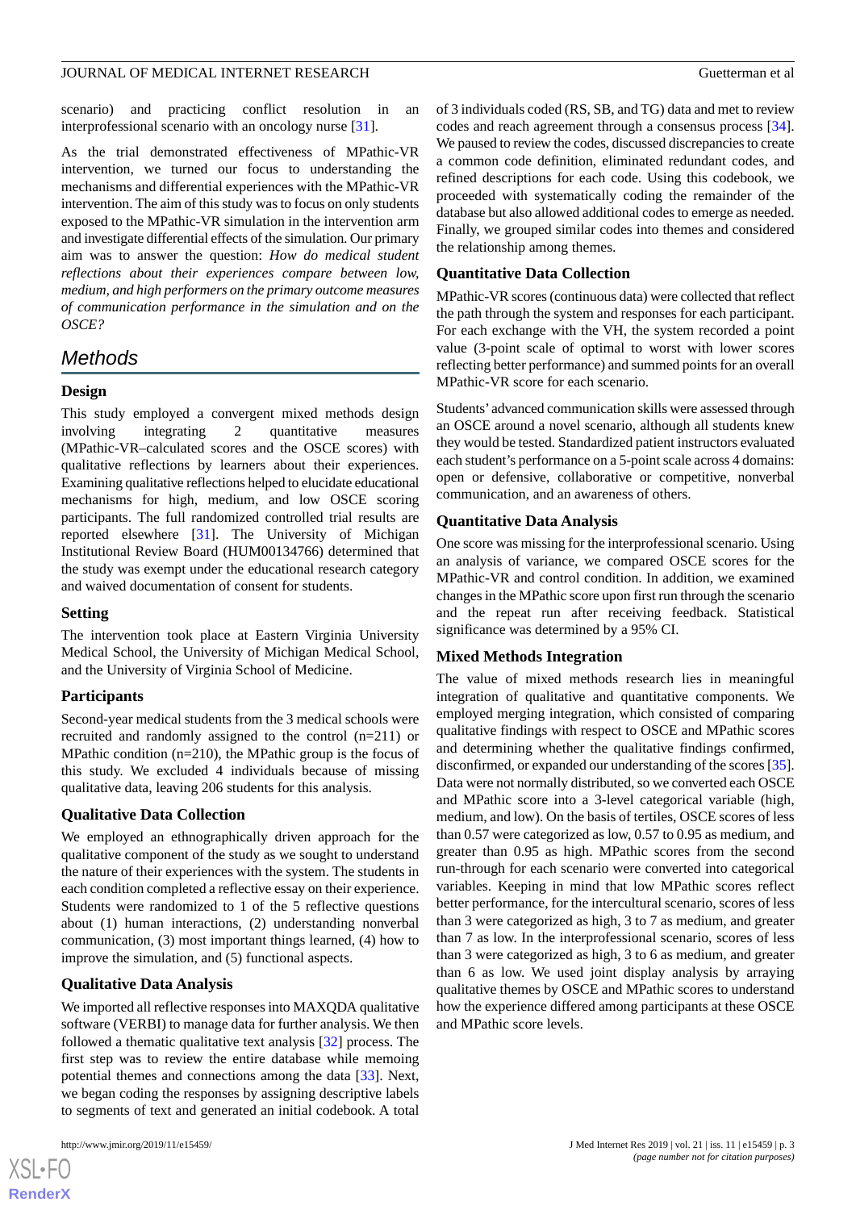scenario) and practicing conflict resolution in an interprofessional scenario with an oncology nurse [31].

As the trial demonstrated effectiveness of MPathic-VR intervention, we turned our focus to understanding the mechanisms and differential experiences with the MPathic-VR intervention. The aim of this study was to focus on only students exposed to the MPathic-VR simulation in the intervention arm and investigate differential effects of the simulation. Our primary aim was to answer the question: *How do medical student reflections about their experiences compare between low, medium, and high performers on the primary outcome measures of communication performance in the simulation and on the OSCE?*

## Methods

### Design

This study employed a convergent mixed methods design involving integrating 2 quantitative measures (MPathic-VR–calculated scores and the OSCE scores) with qualitative reflections by learners about their experiences. Examining qualitative reflections helped to elucidate educational mechanisms for high, medium, and low OSCE scoring participants. The full randomized controlled trial results are reported elsewhere [31]. The University of Michigan Institutional Review Board (HUM00134766) determined that the study was exempt under the educational research category and waived documentation of consent for students.

### Setting

The intervention took place at Eastern Virginia University Medical School, the University of Michigan Medical School, and the University of Virginia School of Medicine.

### Participants

Second-year medical students from the 3 medical schools were recruited and randomly assigned to the control (n=211) or MPathic condition (n=210), the MPathic group is the focus of this study. We excluded 4 individuals because of missing qualitative data, leaving 206 students for this analysis.

### Qualitative Data Collection

We employed an ethnographically driven approach for the qualitative component of the study as we sought to understand the nature of their experiences with the system. The students in each condition completed a reflective essay on their experience. Students were randomized to 1 of the 5 reflective questions about (1) human interactions, (2) understanding nonverbal communication, (3) most important things learned, (4) how to improve the simulation, and (5) functional aspects.

### Qualitative Data Analysis

We imported all reflective responses into MAXQDA qualitative software (VERBI) to manage data for further analysis. We then followed a thematic qualitative text analysis [32] process. The first step was to review the entire database while memoing potential themes and connections among the data [33]. Next, we began coding the responses by assigning descriptive labels to segments of text and generated an initial codebook. A total of 3 individuals coded (RS, SB, and TG) data and met to review codes and reach agreement through a consensus process [34]. We paused to review the codes, discussed discrepancies to create a common code definition, eliminated redundant codes, and refined descriptions for each code. Using this codebook, we proceeded with systematically coding the remainder of the database but also allowed additional codes to emerge as needed. Finally, we grouped similar codes into themes and summed points for an overall the relationship among themes.

### Quantitative Data Collection

MPathic-VR scores (continuous data) were collected that reflect the path through the system and responses for each participant. For each exchange with the VH, the system recorded a point value (3-point scale of optimal to worst with lower scores reflecting better performance) and summed points for an overall MPathic-VR score for each scenario.

Students' advanced communication skills were assessed through an OSCE around a novel scenario, although all students knew they would be tested. Standardized patient instructors evaluated each student's performance on a 5-point scale across 4 domains: open or defensive, collaborative or competitive, nonverbal communication, and an awareness of others.

### Quantitative Data Analysis

One score was missing for the interprofessional scenario. Using an analysis of variance, we compared OSCE scores for the MPathic-VR and control condition. In addition, we examined changes in the MPathic score upon first run through the scenario and the repeat run after receiving feedback. Statistical significance was determined by a 95% CI.

### Mixed Methods Integration

The value of mixed methods research lies in meaningful integration of qualitative and quantitative components. We employed merging integration, which consisted of comparing qualitative findings with respect to OSCE and MPathic scores and determining whether the qualitative findings confirmed, disconfirmed, or expanded our understanding of the scores [35]. Data were not normally distributed, so we converted each OSCE and MPathic score into a 3-level categorical variable (high, medium, and low). On the basis of tertiles, OSCE scores of less than 0.57 were categorized as low, 0.57 to 0.95 as medium, and greater than 0.95 as high. MPathic scores from the second run-through for each scenario were converted into categorical variables. Keeping in mind that low MPathic scores reflect better performance, for the intercultural scenario, scores of less than 3 were categorized as high, 3 to 7 as medium, and greater than 7 as low. In the interprofessional scenario, scores of less than 3 were categorized as high, 3 to 6 as medium, and greater than 6 as low. We used joint display analysis by arraying qualitative themes by OSCE and MPathic scores to understand how the experience differed among participants at these OSCE and MPathic score levels.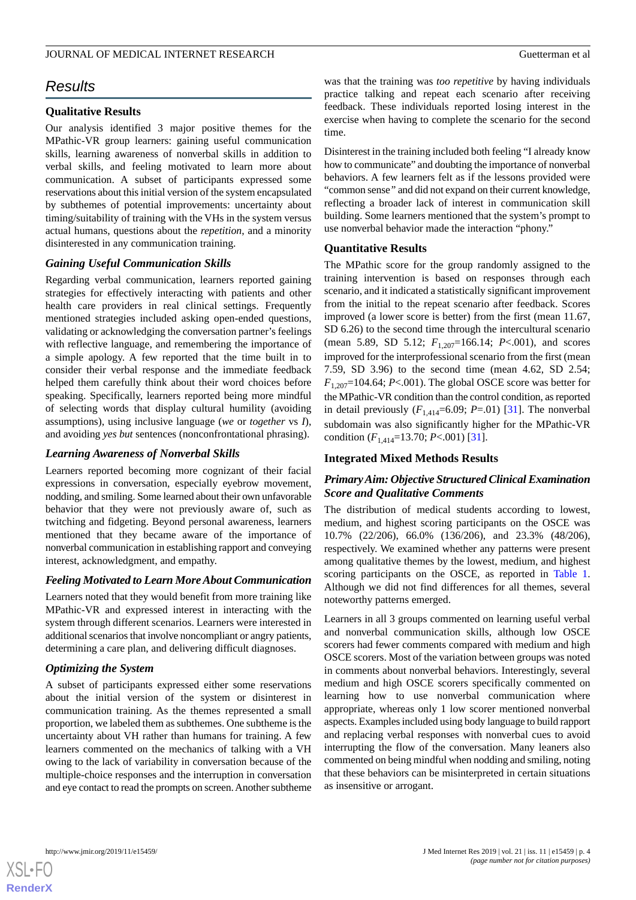## Results

### Qualitative Results

Our analysis identified 3 major positive themes for the MPathic-VR group learners: gaining useful communication skills, learning awareness of nonverbal skills in addition to verbal skills, and feeling motivated to learn more about communication. A subset of participants expressed some reservations about this initial version of the system encapsulated by subthemes of potential improvements: uncertainty about timing/suitability of training with the VHs in the system versus actual humans, questions about the *repetition*, and a minority disinterested in any communication training.

#### *Gaining Useful Communication Skills*

Regarding verbal communication, learners reported gaining strategies for effectively interacting with patients and other health care providers in real clinical settings. Frequently mentioned strategies included asking open-ended questions, validating or acknowledging the conversation partner's feelings with reflective language, and remembering the importance of a simple apology. A few reported that the time built in to consider their verbal response and the immediate feedback helped them carefully think about their word choices before speaking. Specifically, learners reported being more mindful of selecting words that display cultural humility (avoiding assumptions), using inclusive language (*we* or *together* vs *I*), and avoiding *yes but* sentences (nonconfrontational phrasing).

#### *Learning Awareness of Nonverbal Skills*

Learners reported becoming more cognizant of their facial expressions in conversation, especially eyebrow movement, nodding, and smiling. Some learned about their own unfavorable behavior that they were not previously aware of, such as twitching and fidgeting. Beyond personal awareness, learners mentioned that they became aware of the importance of nonverbal communication in establishing rapport and conveying interest, acknowledgment, and empathy.

#### *Feeling Motivated to Learn More About Communication*

Learners noted that they would benefit from more training like MPathic-VR and expressed interest in interacting with the system through different scenarios. Learners were interested in additional scenarios that involve noncompliant or angry patients, determining a care plan, and delivering difficult diagnoses.

#### *Optimizing the System*

A subset of participants expressed either some reservations about the initial version of the system or disinterest in communication training. As the themes represented a small proportion, we labeled them as subthemes. One subtheme is the uncertainty about VH rather than humans for training. A few learners commented on the mechanics of talking with a VH owing to the lack of variability in conversation because of the multiple-choice responses and the interruption in conversation and eye contact to read the prompts on screen. Another subtheme was that the training was *too repetitive* by having individuals practice talking and repeat each scenario after receiving feedback. These individuals reported losing interest in the exercise when having to complete the scenario for the second time.

Disinterest in the training included both feeling "I already know how to communicate" and doubting the importance of nonverbal behaviors. A few learners felt as if the lessons provided were "common sense" and did not expand on their current knowledge, reflecting a broader lack of interest in communication skill building. Some learners mentioned that the system's prompt to use nonverbal behavior made the interaction "phony."

### Quantitative Results

The MPathic score for the group randomly assigned to the training intervention is based on responses through each scenario, and it indicated a statistically significant improvement from the initial to the repeat scenario after feedback. Scores improved (a lower score is better) from the first (mean 11.67, SD 6.26) to the second time through the intercultural scenario (mean 5.89, SD 5.12; $F_{1,207}$=166.14; $P$<.001), and scores improved for the interprofessional scenario from the first (mean 7.59, SD 3.96) to the second time (mean 4.62, SD 2.54; $F_{1,207}$=104.64; $P$<.001). The global OSCE score was better for the MPathic-VR condition than the control condition, as reported in detail previously ($F_{1,414}$=6.09; $P$=.01) [31]. The nonverbal subdomain was also significantly higher for the MPathic-VR condition ($F_{1,414}$=13.70; $P$<.001) [31].

### Integrated Mixed Methods Results

#### *Primary Aim: Objective Structured Clinical Examination Score and Qualitative Comments*

The distribution of medical students according to lowest, medium, and highest scoring participants on the OSCE was 10.7% (22/206), 66.0% (136/206), and 23.3% (48/206), respectively. We examined whether any patterns were present among qualitative themes by the lowest, medium, and highest scoring participants on the OSCE, as reported in Table 1. Although we did not find differences for all themes, several noteworthy patterns emerged.

Learners in all 3 groups commented on learning useful verbal and nonverbal communication skills, although low OSCE scorers had fewer comments compared with medium and high OSCE scorers. Most of the variation between groups was noted in comments about nonverbal behaviors. Interestingly, several medium and high OSCE scorers specifically commented on learning how to use nonverbal communication where appropriate, whereas only 1 low scorer mentioned nonverbal aspects. Examples included using body language to build rapport and replacing verbal responses with nonverbal cues to avoid interrupting the flow of the conversation. Many leaners also commented on being mindful when nodding and smiling, noting that these behaviors can be misinterpreted in certain situations as insensitive or arrogant.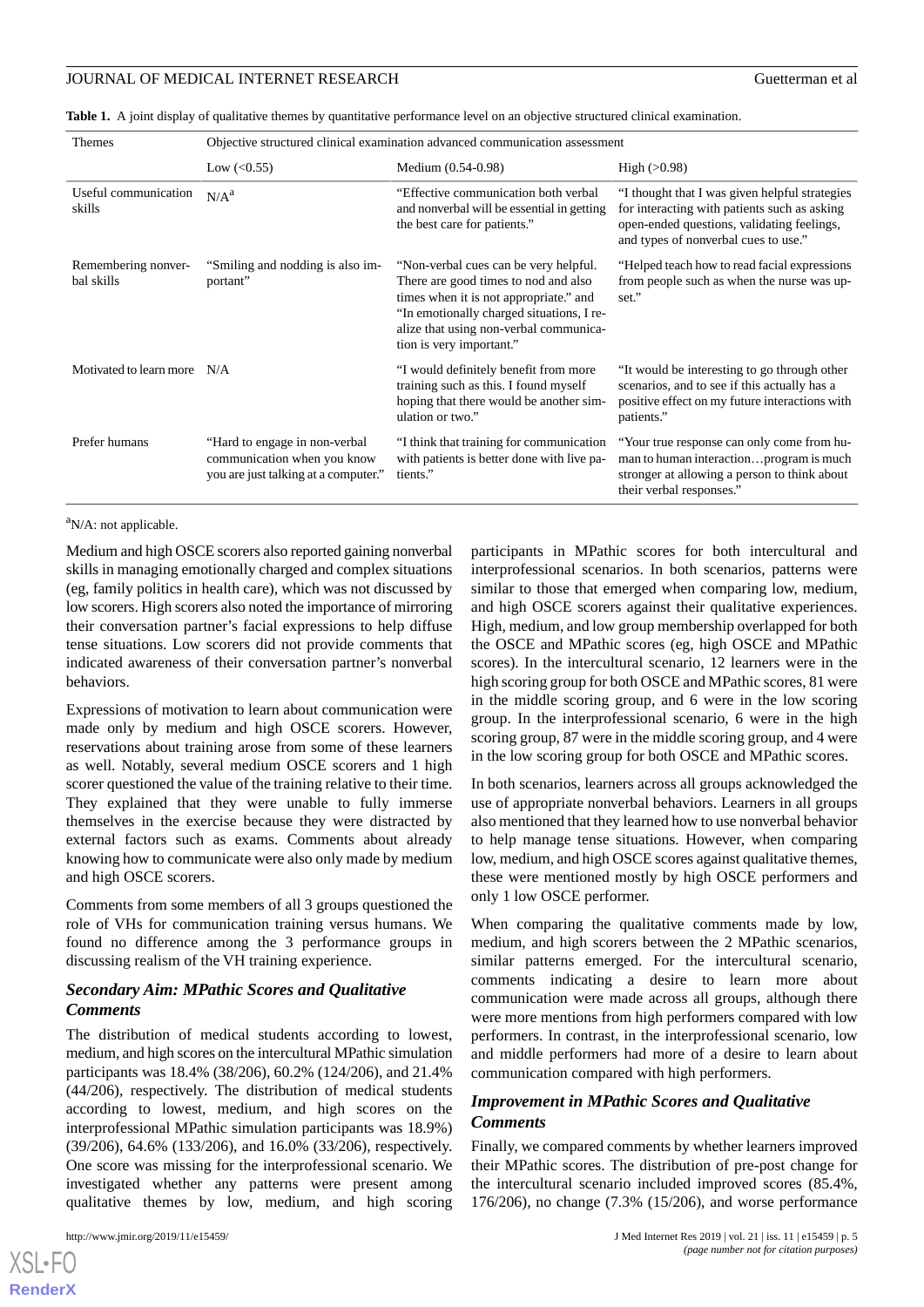**Table 1.** A joint display of qualitative themes by quantitative performance level on an objective structured clinical examination.

| Themes | Objective structured clinical examination advanced communication assessment | | |
|---|---|---|---|
| | Low (<0.55) | Medium (0.54-0.98) | High (>0.98) |
| Useful communication skills | N/A[a] | "Effective communication both verbal and nonverbal will be essential in getting the best care for patients." | "I thought that I was given helpful strategies for interacting with patients such as asking open-ended questions, validating feelings, and types of nonverbal cues to use." |
| Remembering nonverbal skills | "Smiling and nodding is also important" | "Non-verbal cues can be very helpful. There are good times to nod and also times when it is not appropriate." and "In emotionally charged situations, I realize that using non-verbal communication is very important." | "Helped teach how to read facial expressions from people such as when the nurse was upset." |
| Motivated to learn more | N/A | "I would definitely benefit from more training such as this. I found myself hoping that there would be another simulation or two." | "It would be interesting to go through other scenarios, and to see if this actually has a positive effect on my future interactions with patients." |
| Prefer humans | "Hard to engage in non-verbal communication when you know you are just talking at a computer." | "I think that training for communication with patients is better done with live patients." | "Your true response can only come from human to human interaction…program is much stronger at allowing a person to think about their verbal responses." |

[a]N/A: not applicable.

Medium and high OSCE scorers also reported gaining nonverbal skills in managing emotionally charged and complex situations (eg, family politics in health care), which was not discussed by low scorers. High scorers also noted the importance of mirroring their conversation partner's facial expressions to help diffuse tense situations. Low scorers did not provide comments that indicated awareness of their conversation partner's nonverbal behaviors.

Expressions of motivation to learn about communication were made only by medium and high OSCE scorers. However, reservations about training arose from some of these learners as well. Notably, several medium OSCE scorers and 1 high scorer questioned the value of the training relative to their time. They explained that they were unable to fully immerse themselves in the exercise because they were distracted by external factors such as exams. Comments about already knowing how to communicate were also only made by medium and high OSCE scorers.

Comments from some members of all 3 groups questioned the role of VHs for communication training versus humans. We found no difference among the 3 performance groups in discussing realism of the VH training experience.

### *Secondary Aim: MPathic Scores and Qualitative Comments*

The distribution of medical students according to lowest, medium, and high scores on the intercultural MPathic simulation participants was 18.4% (38/206), 60.2% (124/206), and 21.4% (44/206), respectively. The distribution of medical students according to lowest, medium, and high scores on the interprofessional MPathic simulation participants was 18.9% (39/206), 64.6% (133/206), and 16.0% (33/206), respectively. One score was missing for the interprofessional scenario. We investigated whether any patterns were present among qualitative themes by low, medium, and high scoring participants in MPathic scores for both intercultural and interprofessional scenarios. In both scenarios, patterns were similar to those that emerged when comparing low, medium, and high OSCE scorers against their qualitative experiences. High, medium, and low group membership overlapped for both the OSCE and MPathic scores (eg, high OSCE and MPathic scores). In the intercultural scenario, 12 learners were in the high scoring group for both OSCE and MPathic scores, 81 were in the middle scoring group, and 6 were in the low scoring group. In the interprofessional scenario, 6 were in the high scoring group, 87 were in the middle scoring group, and 4 were in the low scoring group for both OSCE and MPathic scores.

In both scenarios, learners across all groups acknowledged the use of appropriate nonverbal behaviors. Learners in all groups also mentioned that they learned how to use nonverbal behavior to help manage tense situations. However, when comparing low, medium, and high OSCE scores against qualitative themes, these were mentioned mostly by high OSCE performers and only 1 low OSCE performer.

When comparing the qualitative comments made by low, medium, and high scorers between the 2 MPathic scenarios, similar patterns emerged. For the intercultural scenario, comments indicating a desire to learn more about communication were made across all groups, although there were more mentions from high performers compared with low performers. In contrast, in the interprofessional scenario, low and middle performers had more of a desire to learn about communication compared with high performers.

### *Improvement in MPathic Scores and Qualitative Comments*

Finally, we compared comments by whether learners improved their MPathic scores. The distribution of pre-post change for the intercultural scenario included improved scores (85.4%, 176/206), no change (7.3% (15/206), and worse performance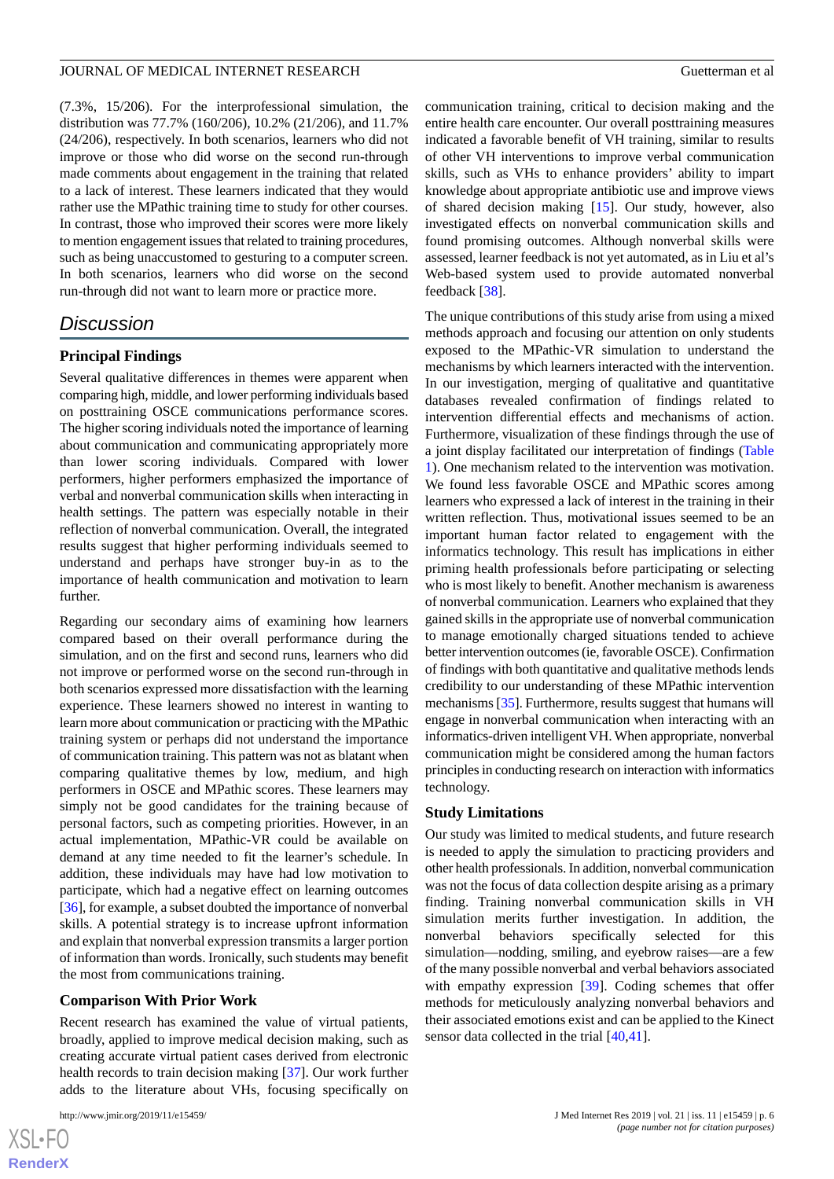(7.3%, 15/206). For the interprofessional simulation, the distribution was 77.7% (160/206), 10.2% (21/206), and 11.7% (24/206), respectively. In both scenarios, learners who did not improve or those who did worse on the second run-through made comments about engagement in the training that related to a lack of interest. These learners indicated that they would rather use the MPathic training time to study for other courses. In contrast, those who improved their scores were more likely to mention engagement issues that related to training procedures, such as being unaccustomed to gesturing to a computer screen. In both scenarios, learners who did worse on the second run-through did not want to learn more or practice more.

## Discussion

### Principal Findings

Several qualitative differences in themes were apparent when comparing high, middle, and lower performing individuals based on posttraining OSCE communications performance scores. The higher scoring individuals noted the importance of learning about communication and communicating appropriately more than lower scoring individuals. Compared with lower performers, higher performers emphasized the importance of verbal and nonverbal communication skills when interacting in health settings. The pattern was especially notable in their reflection of nonverbal communication. Overall, the integrated results suggest that higher performing individuals seemed to understand and perhaps have stronger buy-in as to the importance of health communication and motivation to learn further.

Regarding our secondary aims of examining how learners compared based on their overall performance during the simulation, and on the first and second runs, learners who did not improve or performed worse on the second run-through in both scenarios expressed more dissatisfaction with the learning experience. These learners showed no interest in wanting to learn more about communication or practicing with the MPathic training system or perhaps did not understand the importance of communication training. This pattern was not as blatant when comparing qualitative themes by low, medium, and high performers in OSCE and MPathic scores. These learners may simply not be good candidates for the training because of personal factors, such as competing priorities. However, in an actual implementation, MPathic-VR could be available on demand at any time needed to fit the learner's schedule. In addition, these individuals may have had low motivation to participate, which had a negative effect on learning outcomes [36], for example, a subset doubted the importance of nonverbal skills. A potential strategy is to increase upfront information and explain that nonverbal expression transmits a larger portion of information than words. Ironically, such students may benefit the most from communications training.

### Comparison With Prior Work

Recent research has examined the value of virtual patients, broadly, applied to improve medical decision making, such as creating accurate virtual patient cases derived from electronic health records to train decision making [37]. Our work further adds to the literature about VHs, focusing specifically on communication training, critical to decision making and the entire health care encounter. Our overall posttraining measures indicated a favorable benefit of VH training, similar to results of other VH interventions to improve verbal communication skills, such as VHs to enhance providers' ability to impart knowledge about appropriate antibiotic use and improve views of shared decision making [15]. Our study, however, also investigated effects on nonverbal communication skills and found promising outcomes. Although nonverbal skills were assessed, learner feedback is not yet automated, as in Liu et al's Web-based system used to provide automated nonverbal feedback [38].

The unique contributions of this study arise from using a mixed methods approach and focusing our attention on only students exposed to the MPathic-VR simulation to understand the mechanisms by which learners interacted with the intervention. In our investigation, merging of qualitative and quantitative databases revealed confirmation of findings related to intervention differential effects and mechanisms of action. Furthermore, visualization of these findings through the use of a joint display facilitated our interpretation of findings (Table 1). One mechanism related to the intervention was motivation. We found less favorable OSCE and MPathic scores among learners who expressed a lack of interest in the training in their written reflection. Thus, motivational issues seemed to be an important human factor related to engagement with the informatics technology. This result has implications in either priming health professionals before participating or selecting who is most likely to benefit. Another mechanism is awareness of nonverbal communication. Learners who explained that they gained skills in the appropriate use of nonverbal communication to manage emotionally charged situations tended to achieve better intervention outcomes (ie, favorable OSCE). Confirmation of findings with both quantitative and qualitative methods lends credibility to our understanding of these MPathic intervention mechanisms [35]. Furthermore, results suggest that humans will engage in nonverbal communication when interacting with an informatics-driven intelligent VH. When appropriate, nonverbal communication might be considered among the human factors principles in conducting research on interaction with informatics technology.

### Study Limitations

Our study was limited to medical students, and future research is needed to apply the simulation to practicing providers and other health professionals. In addition, nonverbal communication was not the focus of data collection despite arising as a primary finding. Training nonverbal communication skills in VH simulation merits further investigation. In addition, the nonverbal behaviors specifically selected for this simulation—nodding, smiling, and eyebrow raises—are a few of the many possible nonverbal and verbal behaviors associated with empathy expression [39]. Coding schemes that offer methods for meticulously analyzing nonverbal behaviors and their associated emotions exist and can be applied to the Kinect sensor data collected in the trial [40,41].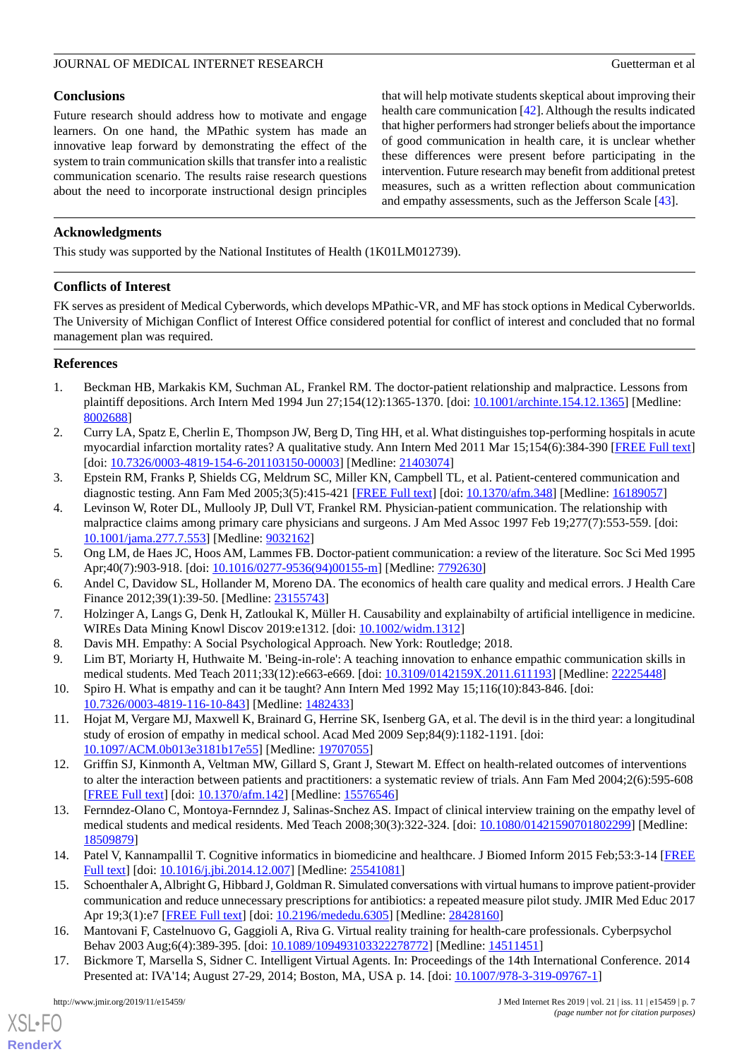## Conclusions

Future research should address how to motivate and engage learners. On one hand, the MPathic system has made an innovative leap forward by demonstrating the effect of the system to train communication skills that transfer into a realistic communication scenario. The results raise research questions about the need to incorporate instructional design principles that will help motivate students skeptical about improving their health care communication [42]. Although the results indicated that higher performers had stronger beliefs about the importance of good communication in health care, it is unclear whether these differences were present before participating in the intervention. Future research may benefit from additional pretest measures, such as a written reflection about communication and empathy assessments, such as the Jefferson Scale [43].

## Acknowledgments

This study was supported by the National Institutes of Health (1K01LM012739).

## Conflicts of Interest

FK serves as president of Medical Cyberwords, which develops MPathic-VR, and MF has stock options in Medical Cyberworlds. The University of Michigan Conflict of Interest Office considered potential for conflict of interest and concluded that no formal management plan was required.

## References

1. Beckman HB, Markakis KM, Suchman AL, Frankel RM. The doctor-patient relationship and malpractice. Lessons from plaintiff depositions. Arch Intern Med 1994 Jun 27;154(12):1365-1370. [doi: 10.1001/archinte.154.12.1365] [Medline: 8002688]
2. Curry LA, Spatz E, Cherlin E, Thompson JW, Berg D, Ting HH, et al. What distinguishes top-performing hospitals in acute myocardial infarction mortality rates? A qualitative study. Ann Intern Med 2011 Mar 15;154(6):384-390 [FREE Full text] [doi: 10.7326/0003-4819-154-6-201103150-00003] [Medline: 21403074]
3. Epstein RM, Franks P, Shields CG, Meldrum SC, Miller KN, Campbell TL, et al. Patient-centered communication and diagnostic testing. Ann Fam Med 2005;3(5):415-421 [FREE Full text] [doi: 10.1370/afm.348] [Medline: 16189057]
4. Levinson W, Roter DL, Mullooly JP, Dull VT, Frankel RM. Physician-patient communication. The relationship with malpractice claims among primary care physicians and surgeons. J Am Med Assoc 1997 Feb 19;277(7):553-559. [doi: 10.1001/jama.277.7.553] [Medline: 9032162]
5. Ong LM, de Haes JC, Hoos AM, Lammes FB. Doctor-patient communication: a review of the literature. Soc Sci Med 1995 Apr;40(7):903-918. [doi: 10.1016/0277-9536(94)00155-m] [Medline: 7792630]
6. Andel C, Davidow SL, Hollander M, Moreno DA. The economics of health care quality and medical errors. J Health Care Finance 2012;39(1):39-50. [Medline: 23155743]
7. Holzinger A, Langs G, Denk H, Zatloukal K, Müller H. Causability and explainabilty of artificial intelligence in medicine. WIREs Data Mining Knowl Discov 2019:e1312. [doi: 10.1002/widm.1312]
8. Davis MH. Empathy: A Social Psychological Approach. New York: Routledge; 2018.
9. Lim BT, Moriarty H, Huthwaite M. 'Being-in-role': A teaching innovation to enhance empathic communication skills in medical students. Med Teach 2011;33(12):e663-e669. [doi: 10.3109/0142159X.2011.611193] [Medline: 22225448]
10. Spiro H. What is empathy and can it be taught? Ann Intern Med 1992 May 15;116(10):843-846. [doi: 10.7326/0003-4819-116-10-843] [Medline: 1482433]
11. Hojat M, Vergare MJ, Maxwell K, Brainard G, Herrine SK, Isenberg GA, et al. The devil is in the third year: a longitudinal study of erosion of empathy in medical school. Acad Med 2009 Sep;84(9):1182-1191. [doi: 10.1097/ACM.0b013e3181b17e55] [Medline: 19707055]
12. Griffin SJ, Kinmonth A, Veltman MW, Gillard S, Grant J, Stewart M. Effect on health-related outcomes of interventions to alter the interaction between patients and practitioners: a systematic review of trials. Ann Fam Med 2004;2(6):595-608 [FREE Full text] [doi: 10.1370/afm.142] [Medline: 15576546]
13. Fernndez-Olano C, Montoya-Fernndez J, Salinas-Snchez AS. Impact of clinical interview training on the empathy level of medical students and medical residents. Med Teach 2008;30(3):322-324. [doi: 10.1080/01421590701802299] [Medline: 18509879]
14. Patel V, Kannampallil T. Cognitive informatics in biomedicine and healthcare. J Biomed Inform 2015 Feb;53:3-14 [FREE Full text] [doi: 10.1016/j.jbi.2014.12.007] [Medline: 25541081]
15. Schoenthaler A, Albright G, Hibbard J, Goldman R. Simulated conversations with virtual humans to improve patient-provider communication and reduce unnecessary prescriptions for antibiotics: a repeated measure pilot study. JMIR Med Educ 2017 Apr 19;3(1):e7 [FREE Full text] [doi: 10.2196/medu.6305] [Medline: 28428160]
16. Mantovani F, Castelnuovo G, Gaggioli A, Riva G. Virtual reality training for health-care professionals. Cyberpsychol Behav 2003 Aug;6(4):389-395. [doi: 10.1089/109493103322278772] [Medline: 14511451]
17. Bickmore T, Marsella S, Sidner C. Intelligent Virtual Agents. In: Proceedings of the 14th International Conference. 2014 Presented at: IVA'14; August 27-29, 2014; Boston, MA, USA p. 14. [doi: 10.1007/978-3-319-09767-1]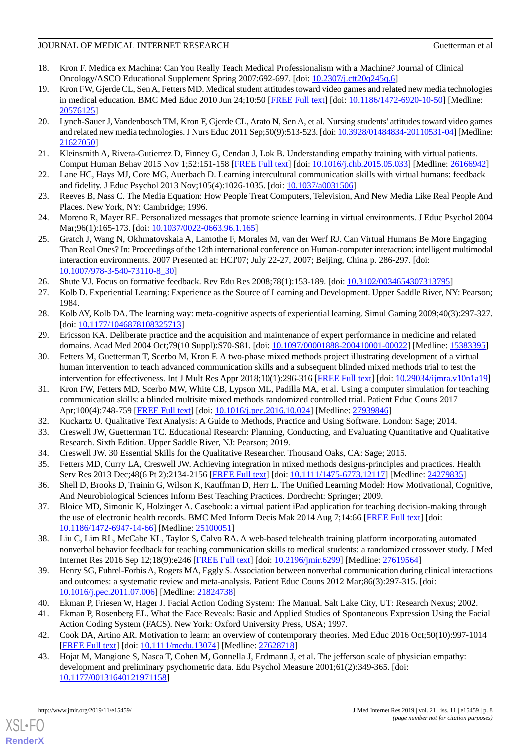18. Kron F. Medica ex Machina: Can You Really Teach Medical Professionalism with a Machine? Journal of Clinical Oncology/ASCO Educational Supplement Spring 2007:692-697. [doi: 10.2307/j.ctt20q245q.6]
19. Kron FW, Gjerde CL, Sen A, Fetters MD. Medical student attitudes toward video games and related new media technologies in medical education. BMC Med Educ 2010 Jun 24;10:50 [FREE Full text] [doi: 10.1186/1472-6920-10-50] [Medline: 20576125]
20. Lynch-Sauer J, Vandenbosch TM, Kron F, Gjerde CL, Arato N, Sen A, et al. Nursing students' attitudes toward video games and related new media technologies. J Nurs Educ 2011 Sep;50(9):513-523. [doi: 10.3928/01484834-20110531-04] [Medline: 21627050]
21. Kleinsmith A, Rivera-Gutierrez D, Finney G, Cendan J, Lok B. Understanding empathy training with virtual patients. Comput Human Behav 2015 Nov 1;52:151-158 [FREE Full text] [doi: 10.1016/j.chb.2015.05.033] [Medline: 26166942]
22. Lane HC, Hays MJ, Core MG, Auerbach D. Learning intercultural communication skills with virtual humans: feedback and fidelity. J Educ Psychol 2013 Nov;105(4):1026-1035. [doi: 10.1037/a0031506]
23. Reeves B, Nass C. The Media Equation: How People Treat Computers, Television, And New Media Like Real People And Places. New York, NY: Cambridge; 1996.
24. Moreno R, Mayer RE. Personalized messages that promote science learning in virtual environments. J Educ Psychol 2004 Mar;96(1):165-173. [doi: 10.1037/0022-0663.96.1.165]
25. Gratch J, Wang N, Okhmatovskaia A, Lamothe F, Morales M, van der Werf RJ. Can Virtual Humans Be More Engaging Than Real Ones? In: Proceedings of the 12th international conference on Human-computer interaction: intelligent multimodal interaction environments. 2007 Presented at: HCI'07; July 22-27, 2007; Beijing, China p. 286-297. [doi: 10.1007/978-3-540-73110-8_30]
26. Shute VJ. Focus on formative feedback. Rev Edu Res 2008;78(1):153-189. [doi: 10.3102/0034654307313795]
27. Kolb D. Experiential Learning: Experience as the Source of Learning and Development. Upper Saddle River, NY: Pearson; 1984.
28. Kolb AY, Kolb DA. The learning way: meta-cognitive aspects of experiential learning. Simul Gaming 2009;40(3):297-327. [doi: 10.1177/1046878108325713]
29. Ericsson KA. Deliberate practice and the acquisition and maintenance of expert performance in medicine and related domains. Acad Med 2004 Oct;79(10 Suppl):S70-S81. [doi: 10.1097/00001888-200410001-00022] [Medline: 15383395]
30. Fetters M, Guetterman T, Scerbo M, Kron F. A two-phase mixed methods project illustrating development of a virtual human intervention to teach advanced communication skills and a subsequent blinded mixed methods trial to test the intervention for effectiveness. Int J Mult Res Appr 2018;10(1):296-316 [FREE Full text] [doi: 10.29034/ijmra.v10n1a19]
31. Kron FW, Fetters MD, Scerbo MW, White CB, Lypson ML, Padilla MA, et al. Using a computer simulation for teaching communication skills: a blinded multisite mixed methods randomized controlled trial. Patient Educ Couns 2017 Apr;100(4):748-759 [FREE Full text] [doi: 10.1016/j.pec.2016.10.024] [Medline: 27939846]
32. Kuckartz U. Qualitative Text Analysis: A Guide to Methods, Practice and Using Software. London: Sage; 2014.
33. Creswell JW, Guetterman TC. Educational Research: Planning, Conducting, and Evaluating Quantitative and Qualitative Research. Sixth Edition. Upper Saddle River, NJ: Pearson; 2019.
34. Creswell JW. 30 Essential Skills for the Qualitative Researcher. Thousand Oaks, CA: Sage; 2015.
35. Fetters MD, Curry LA, Creswell JW. Achieving integration in mixed methods designs-principles and practices. Health Serv Res 2013 Dec;48(6 Pt 2):2134-2156 [FREE Full text] [doi: 10.1111/1475-6773.12117] [Medline: 24279835]
36. Shell D, Brooks D, Trainin G, Wilson K, Kauffman D, Herr L. The Unified Learning Model: How Motivational, Cognitive, And Neurobiological Sciences Inform Best Teaching Practices. Dordrecht: Springer; 2009.
37. Bloice MD, Simonic K, Holzinger A. Casebook: a virtual patient iPad application for teaching decision-making through the use of electronic health records. BMC Med Inform Decis Mak 2014 Aug 7;14:66 [FREE Full text] [doi: 10.1186/1472-6947-14-66] [Medline: 25100051]
38. Liu C, Lim RL, McCabe KL, Taylor S, Calvo RA. A web-based telehealth training platform incorporating automated nonverbal behavior feedback for teaching communication skills to medical students: a randomized crossover study. J Med Internet Res 2016 Sep 12;18(9):e246 [FREE Full text] [doi: 10.2196/jmir.6299] [Medline: 27619564]
39. Henry SG, Fuhrel-Forbis A, Rogers MA, Eggly S. Association between nonverbal communication during clinical interactions and outcomes: a systematic review and meta-analysis. Patient Educ Couns 2012 Mar;86(3):297-315. [doi: 10.1016/j.pec.2011.07.006] [Medline: 21824738]
40. Ekman P, Friesen W, Hager J. Facial Action Coding System: The Manual. Salt Lake City, UT: Research Nexus; 2002.
41. Ekman P, Rosenberg EL. What the Face Reveals: Basic and Applied Studies of Spontaneous Expression Using the Facial Action Coding System (FACS). New York: Oxford University Press, USA; 1997.
42. Cook DA, Artino AR. Motivation to learn: an overview of contemporary theories. Med Educ 2016 Oct;50(10):997-1014 [FREE Full text] [doi: 10.1111/medu.13074] [Medline: 27628718]
43. Hojat M, Mangione S, Nasca T, Cohen M, Gonnella J, Erdmann J, et al. The jefferson scale of physician empathy: development and preliminary psychometric data. Edu Psychol Measure 2001;61(2):349-365. [doi: 10.1177/00131640121971158]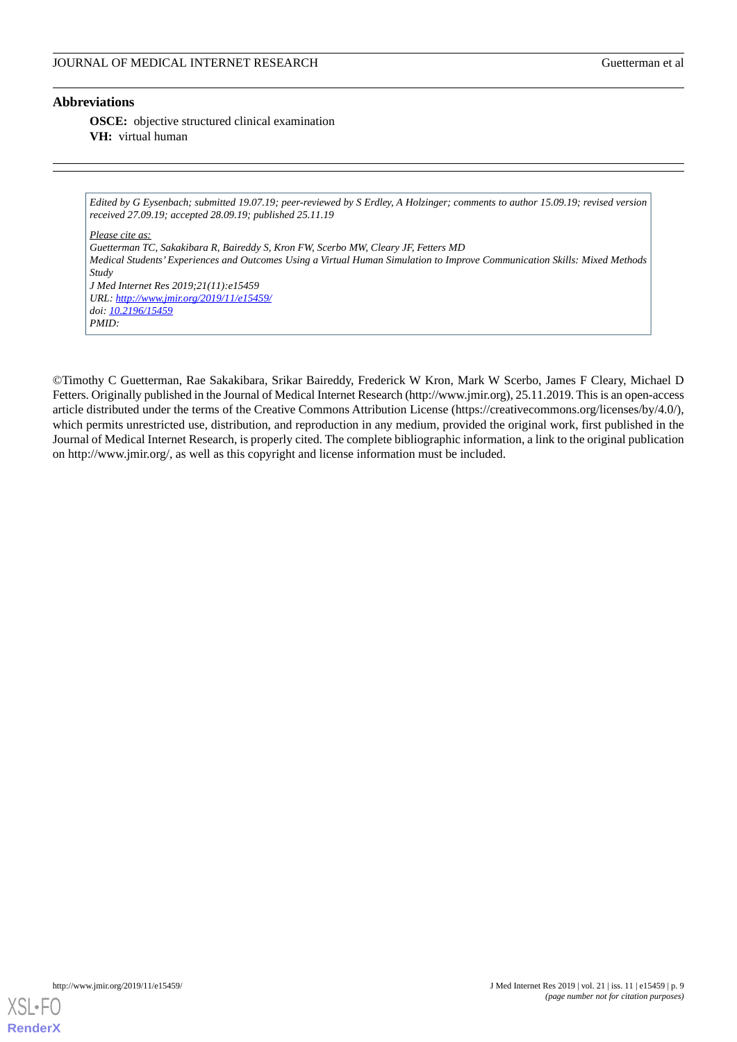## Abbreviations

**OSCE:** objective structured clinical examination
**VH:** virtual human

*Edited by G Eysenbach; submitted 19.07.19; peer-reviewed by S Erdley, A Holzinger; comments to author 15.09.19; revised version received 27.09.19; accepted 28.09.19; published 25.11.19*

*Please cite as:*
*Guetterman TC, Sakakibara R, Baireddy S, Kron FW, Scerbo MW, Cleary JF, Fetters MD*
*Medical Students' Experiences and Outcomes Using a Virtual Human Simulation to Improve Communication Skills: Mixed Methods Study*
*J Med Internet Res 2019;21(11):e15459*
*URL: http://www.jmir.org/2019/11/e15459/*
*doi: 10.2196/15459*
*PMID:*

©Timothy C Guetterman, Rae Sakakibara, Srikar Baireddy, Frederick W Kron, Mark W Scerbo, James F Cleary, Michael D Fetters. Originally published in the Journal of Medical Internet Research (http://www.jmir.org), 25.11.2019. This is an open-access article distributed under the terms of the Creative Commons Attribution License (https://creativecommons.org/licenses/by/4.0/), which permits unrestricted use, distribution, and reproduction in any medium, provided the original work, first published in the Journal of Medical Internet Research, is properly cited. The complete bibliographic information, a link to the original publication on http://www.jmir.org/, as well as this copyright and license information must be included.